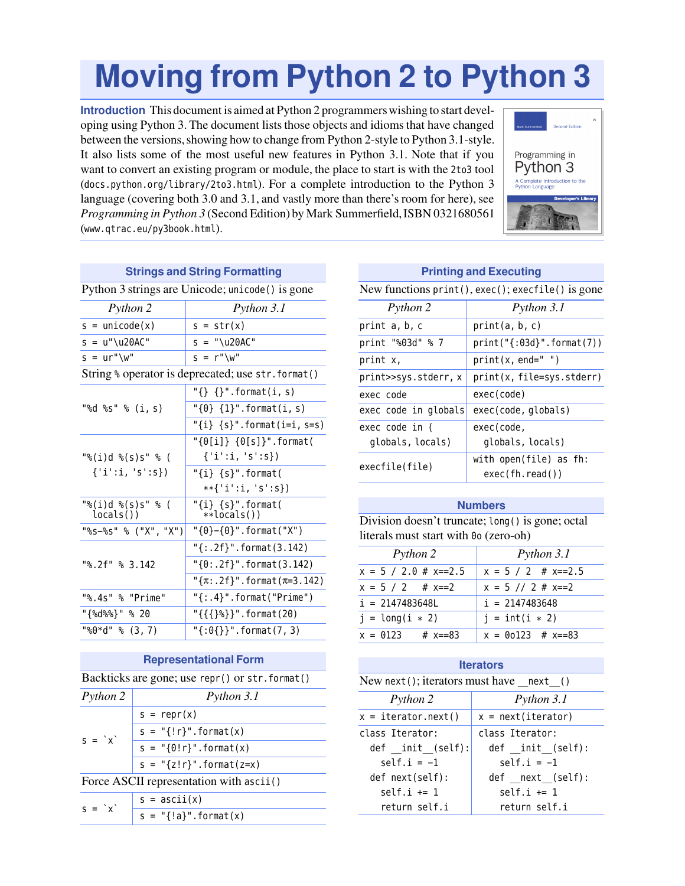# Moving from Python 2 to Python 3

**Introduction** This document is aimed at Python 2 programmers wishing to start developing using Python 3. The document lists those objects and idioms that have changed between the versions, showing how to change from Python 2-style to Python 3.1-style. It also lists some of the most useful new features in Python 3.1. Note that if you want to convert an existing program or module, the place to start is with the `2to3` tool (`docs.python.org/library/2to3.html`). For a complete introduction to the Python 3 language (covering both 3.0 and 3.1, and vastly more than there's room for here), see *Programming in Python 3* (Second Edition) by Mark Summerfield, ISBN 0321680561 (`www.qtrac.eu/py3book.html`).

## Strings and String Formatting

Python 3 strings are Unicode; `unicode()` is gone

| *Python 2* | *Python 3.1* |
|---|---|
| `s = unicode(x)` | `s = str(x)` |
| `s = u"\u20AC"` | `s = "\u20AC"` |
| `s = ur"\w"` | `s = r"\w"` |

String `%` operator is deprecated; use `str.format()`

| | |
|---|---|
| `"%d %s" % (i, s)` | `"{} {}".format(i, s)` |
| | `"{0} {1}".format(i, s)` |
| | `"{i} {s}".format(i=i, s=s)` |
| `"%(i)d %(s)s" % ( {'i':i, 's':s})` | `"{0[i]} {0[s]}".format( {'i':i, 's':s})` |
| | `"{i} {s}".format( **{'i':i, 's':s})` |
| `"%(i)d %(s)s" % ( locals())` | `"{i} {s}".format( **locals())` |
| `"%s-%s" % ("X", "X")` | `"{0}-{0}".format("X")` |
| `"%.2f" % 3.142` | `"{:.2f}".format(3.142)` |
| | `"{0:.2f}".format(3.142)` |
| | `"{π:.2f}".format(π=3.142)` |
| `"%.4s" % "Prime"` | `"{:.4}".format("Prime")` |
| `"{%d%%}" % 20` | `"{{{}%}}".format(20)` |
| `"%0*d" % (3, 7)` | `"{:0{}}".format(7, 3)` |

## Representational Form

Backticks are gone; use `repr()` or `str.format()`

| *Python 2* | *Python 3.1* |
|---|---|
| ``s = `x` `` | `s = repr(x)` |
| | `s = "{!r}".format(x)` |
| | `s = "{0!r}".format(x)` |
| | `s = "{z!r}".format(z=x)` |

Force ASCII representation with `ascii()`

| | |
|---|---|
| ``s = `x` `` | `s = ascii(x)` |
| | `s = "{!a}".format(x)` |

## Printing and Executing

New functions `print()`, `exec()`; `execfile()` is gone

| *Python 2* | *Python 3.1* |
|---|---|
| `print a, b, c` | `print(a, b, c)` |
| `print "%03d" % 7` | `print("{:03d}".format(7))` |
| `print x,` | `print(x, end=" ")` |
| `print>>sys.stderr, x` | `print(x, file=sys.stderr)` |
| `exec code` | `exec(code)` |
| `exec code in globals` | `exec(code, globals)` |
| `exec code in ( globals, locals)` | `exec(code, globals, locals)` |
| `execfile(file)` | `with open(file) as fh: exec(fh.read())` |

## Numbers

Division doesn't truncate; `long()` is gone; octal literals must start with `0o` (zero-oh)

| *Python 2* | *Python 3.1* |
|---|---|
| `x = 5 / 2.0 # x==2.5` | `x = 5 / 2  # x==2.5` |
| `x = 5 / 2   # x==2` | `x = 5 // 2 # x==2` |
| `i = 2147483648L` | `i = 2147483648` |
| `j = long(i * 2)` | `j = int(i * 2)` |
| `x = 0123    # x==83` | `x = 0o123  # x==83` |

## Iterators

New `next()`; iterators must have `__next__()`

| *Python 2* | *Python 3.1* |
|---|---|
| `x = iterator.next()` | `x = next(iterator)` |

Python 2:

```
class Iterator:
  def __init__(self):
    self.i = -1
  def next(self):
    self.i += 1
    return self.i
```

Python 3.1:

```
class Iterator:
  def __init__(self):
    self.i = -1
  def __next__(self):
    self.i += 1
    return self.i
```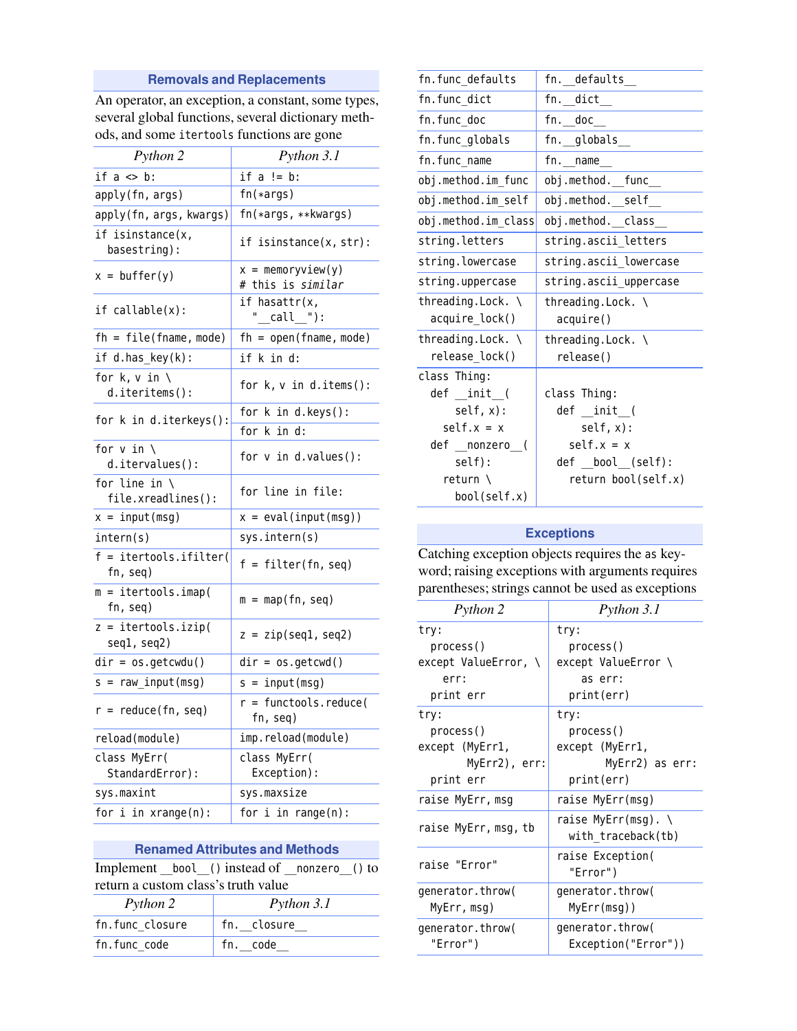## Removals and Replacements

An operator, an exception, a constant, some types, several global functions, several dictionary methods, and some `itertools` functions are gone

| *Python 2* | *Python 3.1* |
|---|---|
| `if a <> b:` | `if a != b:` |
| `apply(fn, args)` | `fn(*args)` |
| `apply(fn, args, kwargs)` | `fn(*args, **kwargs)` |
| `if isinstance(x, basestring):` | `if isinstance(x, str):` |
| `x = buffer(y)` | `x = memoryview(y)` `# this is similar` |
| `if callable(x):` | `if hasattr(x, "__call__"):` |
| `fh = file(fname, mode)` | `fh = open(fname, mode)` |
| `if d.has_key(k):` | `if k in d:` |
| `for k, v in \ d.iteritems():` | `for k, v in d.items():` |
| `for k in d.iterkeys():` | `for k in d.keys():` `for k in d:` |
| `for v in \ d.itervalues():` | `for v in d.values():` |
| `for line in \ file.xreadlines():` | `for line in file:` |
| `x = input(msg)` | `x = eval(input(msg))` |
| `intern(s)` | `sys.intern(s)` |
| `f = itertools.ifilter( fn, seq)` | `f = filter(fn, seq)` |
| `m = itertools.imap( fn, seq)` | `m = map(fn, seq)` |
| `z = itertools.izip( seq1, seq2)` | `z = zip(seq1, seq2)` |
| `dir = os.getcwdu()` | `dir = os.getcwd()` |
| `s = raw_input(msg)` | `s = input(msg)` |
| `r = reduce(fn, seq)` | `r = functools.reduce( fn, seq)` |
| `reload(module)` | `imp.reload(module)` |
| `class MyErr( StandardError):` | `class MyErr( Exception):` |
| `sys.maxint` | `sys.maxsize` |
| `for i in xrange(n):` | `for i in range(n):` |

## Renamed Attributes and Methods

Implement `__bool__()` instead of `__nonzero__()` to return a custom class's truth value

| *Python 2* | *Python 3.1* |
|---|---|
| `fn.func_closure` | `fn.__closure__` |
| `fn.func_code` | `fn.__code__` |
| `fn.func_defaults` | `fn.__defaults__` |
| `fn.func_dict` | `fn.__dict__` |
| `fn.func_doc` | `fn.__doc__` |
| `fn.func_globals` | `fn.__globals__` |
| `fn.func_name` | `fn.__name__` |
| `obj.method.im_func` | `obj.method.__func__` |
| `obj.method.im_self` | `obj.method.__self__` |
| `obj.method.im_class` | `obj.method.__class__` |
| `string.letters` | `string.ascii_letters` |
| `string.lowercase` | `string.ascii_lowercase` |
| `string.uppercase` | `string.ascii_uppercase` |
| `threading.Lock. \ acquire_lock()` | `threading.Lock. \ acquire()` |
| `threading.Lock. \ release_lock()` | `threading.Lock. \ release()` |
| `class Thing: def __init__( self, x): self.x = x def __nonzero__( self): return \ bool(self.x)` | `class Thing: def __init__( self, x): self.x = x def __bool__(self): return bool(self.x)` |

## Exceptions

Catching exception objects requires the `as` keyword; raising exceptions with arguments requires parentheses; strings cannot be used as exceptions

| *Python 2* | *Python 3.1* |
|---|---|
| `try: process() except ValueError, \ err: print err` | `try: process() except ValueError \ as err: print(err)` |
| `try: process() except (MyErr1, MyErr2), err: print err` | `try: process() except (MyErr1, MyErr2) as err: print(err)` |
| `raise MyErr, msg` | `raise MyErr(msg)` |
| `raise MyErr, msg, tb` | `raise MyErr(msg). \ with_traceback(tb)` |
| `raise "Error"` | `raise Exception( "Error")` |
| `generator.throw( MyErr, msg)` | `generator.throw( MyErr(msg))` |
| `generator.throw( "Error")` | `generator.throw( Exception("Error"))` |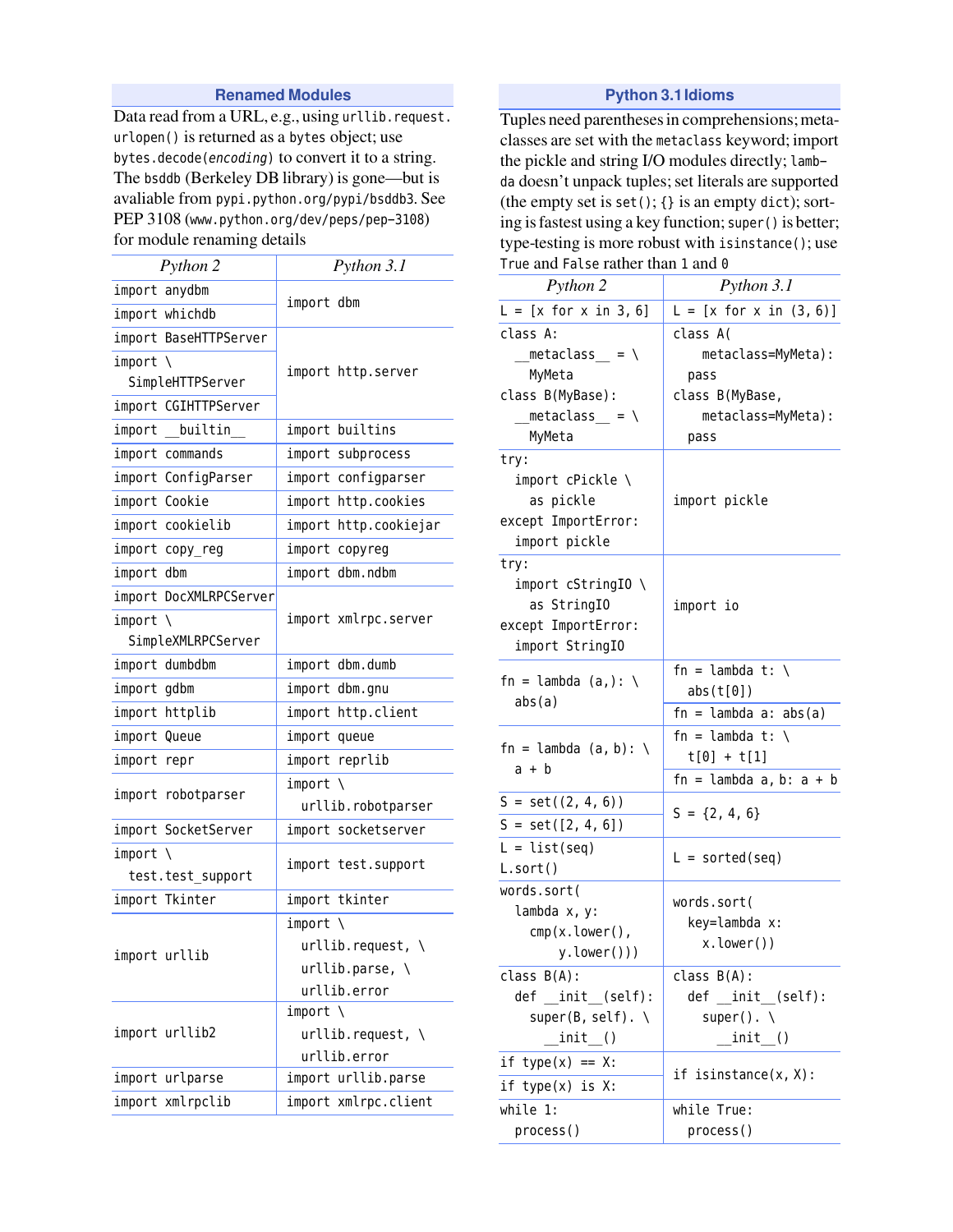## Renamed Modules

Data read from a URL, e.g., using `urllib.request.urlopen()` is returned as a `bytes` object; use `bytes.decode(encoding)` to convert it to a string. The `bsddb` (Berkeley DB library) is gone—but is avaliable from `pypi.python.org/pypi/bsddb3`. See PEP 3108 (`www.python.org/dev/peps/pep-3108`) for module renaming details

| *Python 2* | *Python 3.1* |
|---|---|
| `import anydbm`<br>`import whichdb` | `import dbm` |
| `import BaseHTTPServer`<br>`import \ SimpleHTTPServer`<br>`import CGIHTTPServer` | `import http.server` |
| `import __builtin__` | `import builtins` |
| `import commands` | `import subprocess` |
| `import ConfigParser` | `import configparser` |
| `import Cookie` | `import http.cookies` |
| `import cookielib` | `import http.cookiejar` |
| `import copy_reg` | `import copyreg` |
| `import dbm` | `import dbm.ndbm` |
| `import DocXMLRPCServer`<br>`import \ SimpleXMLRPCServer` | `import xmlrpc.server` |
| `import dumbdbm` | `import dbm.dumb` |
| `import gdbm` | `import dbm.gnu` |
| `import httplib` | `import http.client` |
| `import Queue` | `import queue` |
| `import repr` | `import reprlib` |
| `import robotparser` | `import \ urllib.robotparser` |
| `import SocketServer` | `import socketserver` |
| `import \ test.test_support` | `import test.support` |
| `import Tkinter` | `import tkinter` |
| `import urllib` | `import \ urllib.request, \ urllib.parse, \ urllib.error` |
| `import urllib2` | `import \ urllib.request, \ urllib.error` |
| `import urlparse` | `import urllib.parse` |
| `import xmlrpclib` | `import xmlrpc.client` |

## Python 3.1 Idioms

Tuples need parentheses in comprehensions; metaclasses are set with the `metaclass` keyword; import the pickle and string I/O modules directly; lambda doesn't unpack tuples; set literals are supported (the empty set is `set()`; `{}` is an empty `dict`); sorting is fastest using a key function; `super()` is better; type-testing is more robust with `isinstance()`; use `True` and `False` rather than `1` and `0`

| *Python 2* | *Python 3.1* |
|---|---|
| `L = [x for x in 3, 6]` | `L = [x for x in (3, 6)]` |
| `class A:`<br>`  __metaclass__ = \`<br>`  MyMeta`<br>`class B(MyBase):`<br>`  __metaclass__ = \`<br>`  MyMeta` | `class A(`<br>`    metaclass=MyMeta):`<br>`  pass`<br>`class B(MyBase,`<br>`    metaclass=MyMeta):`<br>`  pass` |
| `try:`<br>`  import cPickle \`<br>`    as pickle`<br>`except ImportError:`<br>`  import pickle` | `import pickle` |
| `try:`<br>`  import cStringIO \`<br>`    as StringIO`<br>`except ImportError:`<br>`  import StringIO` | `import io` |
| `fn = lambda (a,): \`<br>`  abs(a)` | `fn = lambda t: \`<br>`  abs(t[0])`<br><br>`fn = lambda a: abs(a)` |
| `fn = lambda (a, b): \`<br>`  a + b` | `fn = lambda t: \`<br>`  t[0] + t[1]`<br><br>`fn = lambda a, b: a + b` |
| `S = set((2, 4, 6))`<br>`S = set([2, 4, 6])` | `S = {2, 4, 6}` |
| `L = list(seq)`<br>`L.sort()` | `L = sorted(seq)` |
| `words.sort(`<br>`  lambda x, y:`<br>`    cmp(x.lower(),`<br>`      y.lower()))` | `words.sort(`<br>`  key=lambda x:`<br>`    x.lower())` |
| `class B(A):`<br>`  def __init__(self):`<br>`    super(B, self). \`<br>`      __init__()` | `class B(A):`<br>`  def __init__(self):`<br>`    super(). \`<br>`      __init__()` |
| `if type(x) == X:`<br>`if type(x) is X:` | `if isinstance(x, X):` |
| `while 1:`<br>`  process()` | `while True:`<br>`  process()` |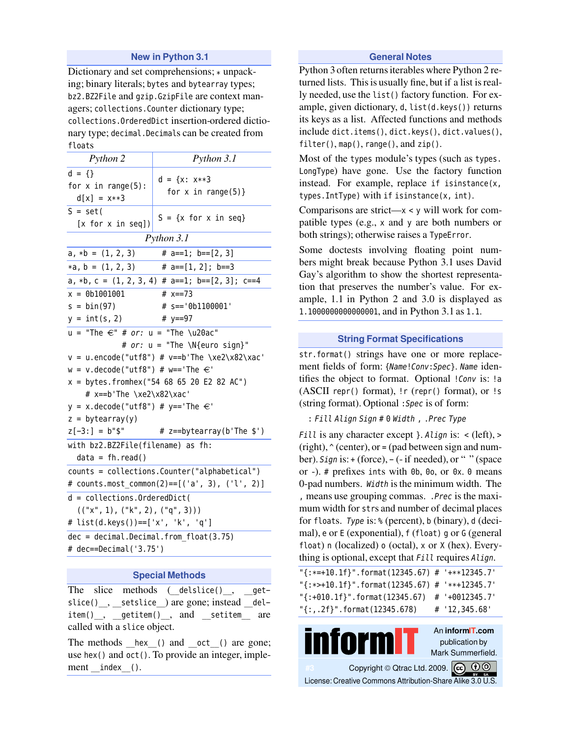## New in Python 3.1

Dictionary and set comprehensions; * unpacking; binary literals; `bytes` and `bytearray` types; `bz2.BZ2File` and `gzip.GzipFile` are context managers; `collections.Counter` dictionary type; `collections.OrderedDict` insertion-ordered dictionary type; `decimal.Decimal`s can be created from `float`s

| *Python 2* | *Python 3.1* |
|---|---|
| `d = {}`<br>`for x in range(5):`<br>`    d[x] = x**3` | `d = {x: x**3`<br>`    for x in range(5)}` |
| `S = set(`<br>`    [x for x in seq])` | `S = {x for x in seq}` |

*Python 3.1*

```
a, *b = (1, 2, 3)          # a==1; b==[2, 3]
```
```
*a, b = (1, 2, 3)          # a==[1, 2]; b==3
```
```
a, *b, c = (1, 2, 3, 4) # a==1; b==[2, 3]; c==4
```
```
x = 0b1001001              # x==73
s = bin(97)                # s=='0b1100001'
y = int(s, 2)              # y==97
```
```
u = "The €" # or: u = "The \u20ac"
            # or: u = "The \N{euro sign}"
v = u.encode("utf8") # v==b'The \xe2\x82\xac'
w = v.decode("utf8") # w=='The €'
x = bytes.fromhex("54 68 65 20 E2 82 AC")
    # x==b'The \xe2\x82\xac'
y = x.decode("utf8") # y=='The €'
z = bytearray(y)
z[-3:] = b"$"          # z==bytearray(b'The $')
```
```
with bz2.BZ2File(filename) as fh:
    data = fh.read()
```
```
counts = collections.Counter("alphabetical")
# counts.most_common(2)==[('a', 3), ('l', 2)]
```
```
d = collections.OrderedDict(
    (("x", 1), ("k", 2), ("q", 3)))
# list(d.keys())==['x', 'k', 'q']
```
```
dec = decimal.Decimal.from_float(3.75)
# dec==Decimal('3.75')
```

## Special Methods

The slice methods (`__delslice()__`, `__getslice()__`, `__setslice__`) are gone; instead `__delitem()__`, `__getitem()__`, and `__setitem__` are called with a `slice` object.

The methods `__hex__()` and `__oct__()` are gone; use `hex()` and `oct()`. To provide an integer, implement `__index__()`.

## General Notes

Python 3 often returns iterables where Python 2 returned lists. This is usually fine, but if a list is really needed, use the `list()` factory function. For example, given dictionary, `d`, `list(d.keys())` returns its keys as a list. Affected functions and methods include `dict.items()`, `dict.keys()`, `dict.values()`, `filter()`, `map()`, `range()`, and `zip()`.

Most of the `types` module's types (such as `types.LongType`) have gone. Use the factory function instead. For example, replace `if isinstance(x, types.IntType)` with `if isinstance(x, int)`.

Comparisons are strict—`x < y` will work for compatible types (e.g., `x` and `y` are both numbers or both strings); otherwise raises a `TypeError`.

Some doctests involving floating point numbers might break because Python 3.1 uses David Gay's algorithm to show the shortest representation that preserves the number's value. For example, 1.1 in Python 2 and 3.0 is displayed as `1.1000000000000001`, and in Python 3.1 as `1.1`.

## String Format Specifications

`str.format()` strings have one or more replacement fields of form: `{`*`Name`*`!`*`Conv`*`:`*`Spec`*`}`. *`Name`* identifies the object to format. Optional `!`*`Conv`* is: `!a` (ASCII `repr()` format), `!r` (`repr()` format), or `!s` (string format). Optional `:`*`Spec`* is of form:

`:` *`Fill Align Sign`* `# 0` *`Width`* `, .`*`Prec Type`*

*`Fill`* is any character except `}`. *`Align`* is: `<` (left), `>` (right), `^` (center), or `=` (pad between sign and number). *`Sign`* is: `+` (force), `-` (- if needed), or " " (space or -). `#` prefixes `int`s with `0b`, `0o`, or `0x`. `0` means 0-pad numbers. *`Width`* is the minimum width. The `,` means use grouping commas. `.`*`Prec`* is the maximum width for `str`s and number of decimal places for `float`s. *`Type`* is: `%` (percent), `b` (binary), `d` (decimal), `e` or `E` (exponential), `f` (`float`) `g` or `G` (general `float`) `n` (localized) `o` (octal), `x` or `X` (hex). Everything is optional, except that *`Fill`* requires *`Align`*.

```
"{:*=+10.1f}".format(12345.67) # '+**12345.7'
"{:*>+10.1f}".format(12345.67) # '**+12345.7'
"{:+010.1f}".format(12345.67)  # '+0012345.7'
"{:,.2f}".format(12345.678)    # '12,345.68'
```

**informIT** An **informIT.com** publication by Mark Summerfield.

#3 Copyright © Qtrac Ltd. 2009.

License: Creative Commons Attribution-Share Alike 3.0 U.S.